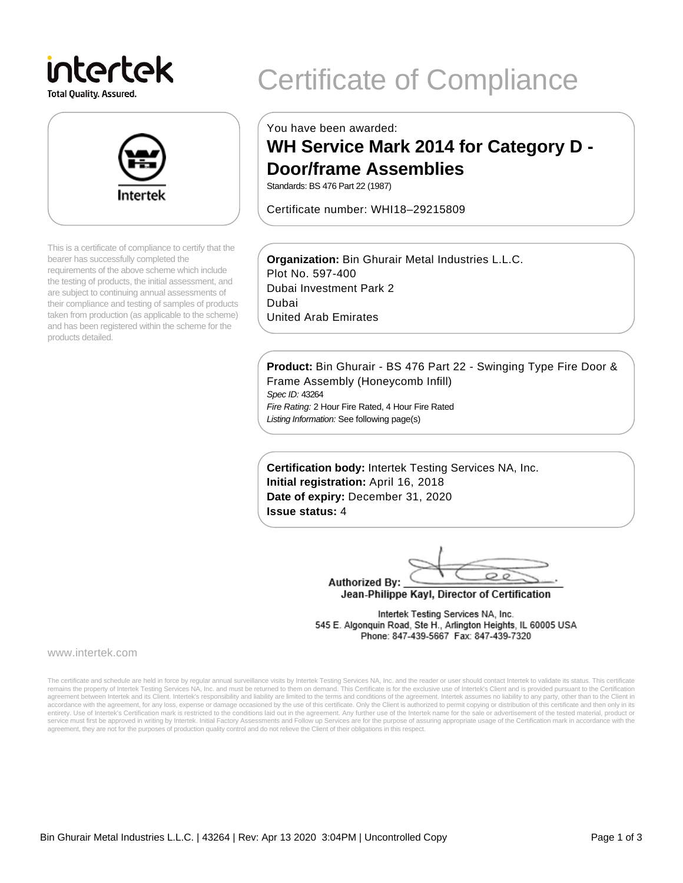intertek

Total Quality. Assured.

# Certificate of Compliance

This is a certificate of compliance to certify that the bearer has successfully completed the requirements of the above scheme which include the testing of products, the initial assessment, and are subject to continuing annual assessments of their compliance and testing of samples of products taken from production (as applicable to the scheme) and has been registered within the scheme for the products detailed.

You have been awarded:

## WH Service Mark 2014 for Category D - Door/frame Assemblies

Standards: BS 476 Part 22 (1987)

Certificate number: WHI18–29215809

**Organization:** Bin Ghurair Metal Industries L.L.C.
Plot No. 597-400
Dubai Investment Park 2
Dubai
United Arab Emirates

**Product:** Bin Ghurair - BS 476 Part 22 - Swinging Type Fire Door & Frame Assembly (Honeycomb Infill)
*Spec ID:* 43264
*Fire Rating:* 2 Hour Fire Rated, 4 Hour Fire Rated
*Listing Information:* See following page(s)

**Certification body:** Intertek Testing Services NA, Inc.
**Initial registration:** April 16, 2018
**Date of expiry:** December 31, 2020
**Issue status:** 4

Authorized By:
Jean-Philippe Kayl, Director of Certification

Intertek Testing Services NA, Inc.
545 E. Algonquin Road, Ste H., Arlington Heights, IL 60005 USA
Phone: 847-439-5667 Fax: 847-439-7320

www.intertek.com

The certificate and schedule are held in force by regular annual surveillance visits by Intertek Testing Services NA, Inc. and the reader or user should contact Intertek to validate its status. This certificate remains the property of Intertek Testing Services NA, Inc. and must be returned to them on demand. This Certificate is for the exclusive use of Intertek's Client and is provided pursuant to the Certification agreement between Intertek and its Client. Intertek's responsibility and liability are limited to the terms and conditions of the agreement. Intertek assumes no liability to any party, other than to the Client in accordance with the agreement, for any loss, expense or damage occasioned by the use of this certificate. Only the Client is authorized to permit copying or distribution of this certificate and then only in its entirety. Use of Intertek's Certification mark is restricted to the conditions laid out in the agreement. Any further use of the Intertek name for the sale or advertisement of the tested material, product or service must first be approved in writing by Intertek. Initial Factory Assessments and Follow up Services are for the purpose of assuring appropriate usage of the Certification mark in accordance with the agreement, they are not for the purposes of production quality control and do not relieve the Client of their obligations in this respect.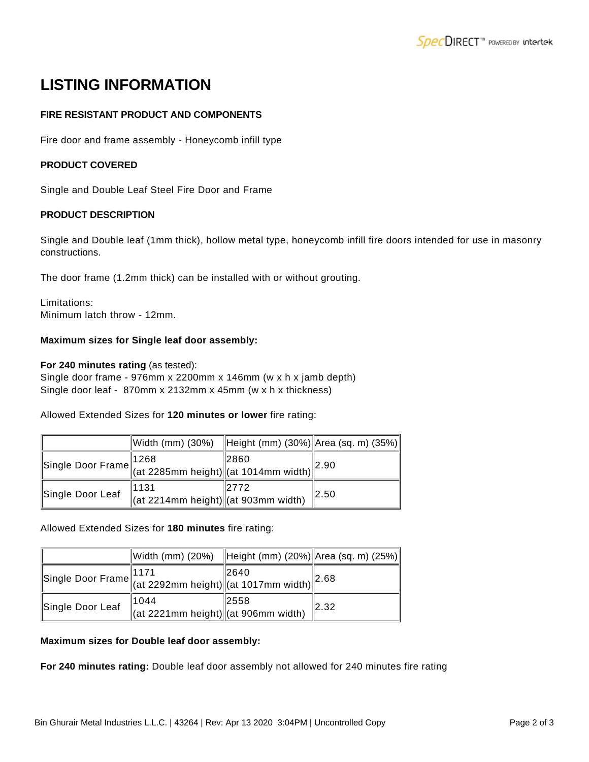# LISTING INFORMATION

### FIRE RESISTANT PRODUCT AND COMPONENTS

Fire door and frame assembly - Honeycomb infill type

### PRODUCT COVERED

Single and Double Leaf Steel Fire Door and Frame

### PRODUCT DESCRIPTION

Single and Double leaf (1mm thick), hollow metal type, honeycomb infill fire doors intended for use in masonry constructions.

The door frame (1.2mm thick) can be installed with or without grouting.

Limitations:
Minimum latch throw - 12mm.

**Maximum sizes for Single leaf door assembly:**

**For 240 minutes rating** (as tested):
Single door frame - 976mm x 2200mm x 146mm (w x h x jamb depth)
Single door leaf - 870mm x 2132mm x 45mm (w x h x thickness)

Allowed Extended Sizes for **120 minutes or lower** fire rating:

| | Width (mm) (30%) | Height (mm) (30%) | Area (sq. m) (35%) |
|---|---|---|---|
| Single Door Frame | 1268 (at 2285mm height) | 2860 (at 1014mm width) | 2.90 |
| Single Door Leaf | 1131 (at 2214mm height) | 2772 (at 903mm width) | 2.50 |

Allowed Extended Sizes for **180 minutes** fire rating:

| | Width (mm) (20%) | Height (mm) (20%) | Area (sq. m) (25%) |
|---|---|---|---|
| Single Door Frame | 1171 (at 2292mm height) | 2640 (at 1017mm width) | 2.68 |
| Single Door Leaf | 1044 (at 2221mm height) | 2558 (at 906mm width) | 2.32 |

**Maximum sizes for Double leaf door assembly:**

**For 240 minutes rating:** Double leaf door assembly not allowed for 240 minutes fire rating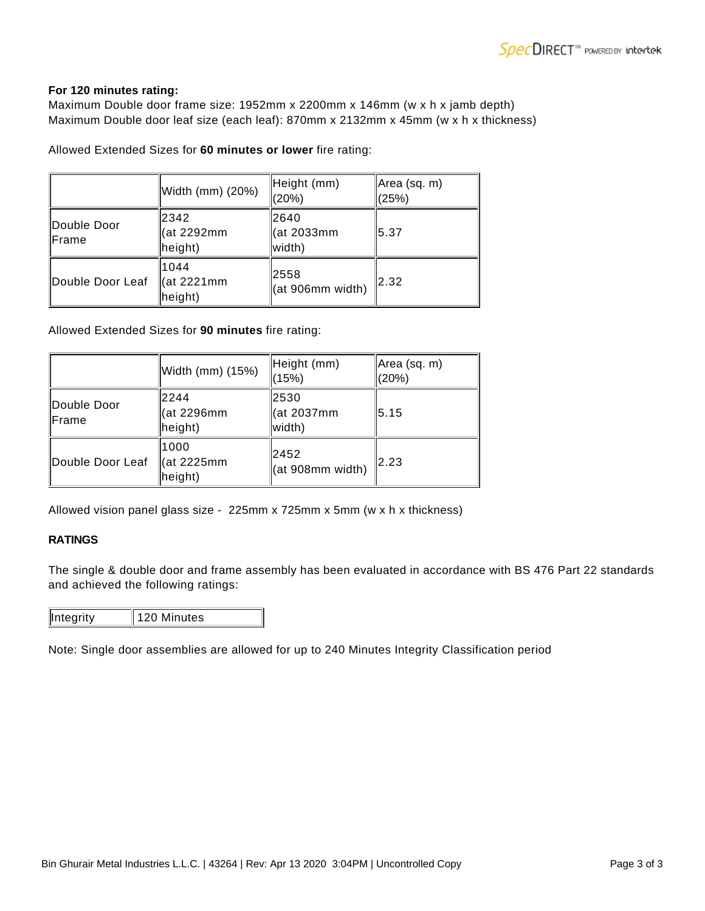**For 120 minutes rating:**
Maximum Double door frame size: 1952mm x 2200mm x 146mm (w x h x jamb depth)
Maximum Double door leaf size (each leaf): 870mm x 2132mm x 45mm (w x h x thickness)

Allowed Extended Sizes for **60 minutes or lower** fire rating:

| | Width (mm) (20%) | Height (mm) (20%) | Area (sq. m) (25%) |
|---|---|---|---|
| Double Door Frame | 2342 (at 2292mm height) | 2640 (at 2033mm width) | 5.37 |
| Double Door Leaf | 1044 (at 2221mm height) | 2558 (at 906mm width) | 2.32 |

Allowed Extended Sizes for **90 minutes** fire rating:

| | Width (mm) (15%) | Height (mm) (15%) | Area (sq. m) (20%) |
|---|---|---|---|
| Double Door Frame | 2244 (at 2296mm height) | 2530 (at 2037mm width) | 5.15 |
| Double Door Leaf | 1000 (at 2225mm height) | 2452 (at 908mm width) | 2.23 |

Allowed vision panel glass size - 225mm x 725mm x 5mm (w x h x thickness)

**RATINGS**

The single & double door and frame assembly has been evaluated in accordance with BS 476 Part 22 standards and achieved the following ratings:

| | |
|---|---|
| Integrity | 120 Minutes |

Note: Single door assemblies are allowed for up to 240 Minutes Integrity Classification period